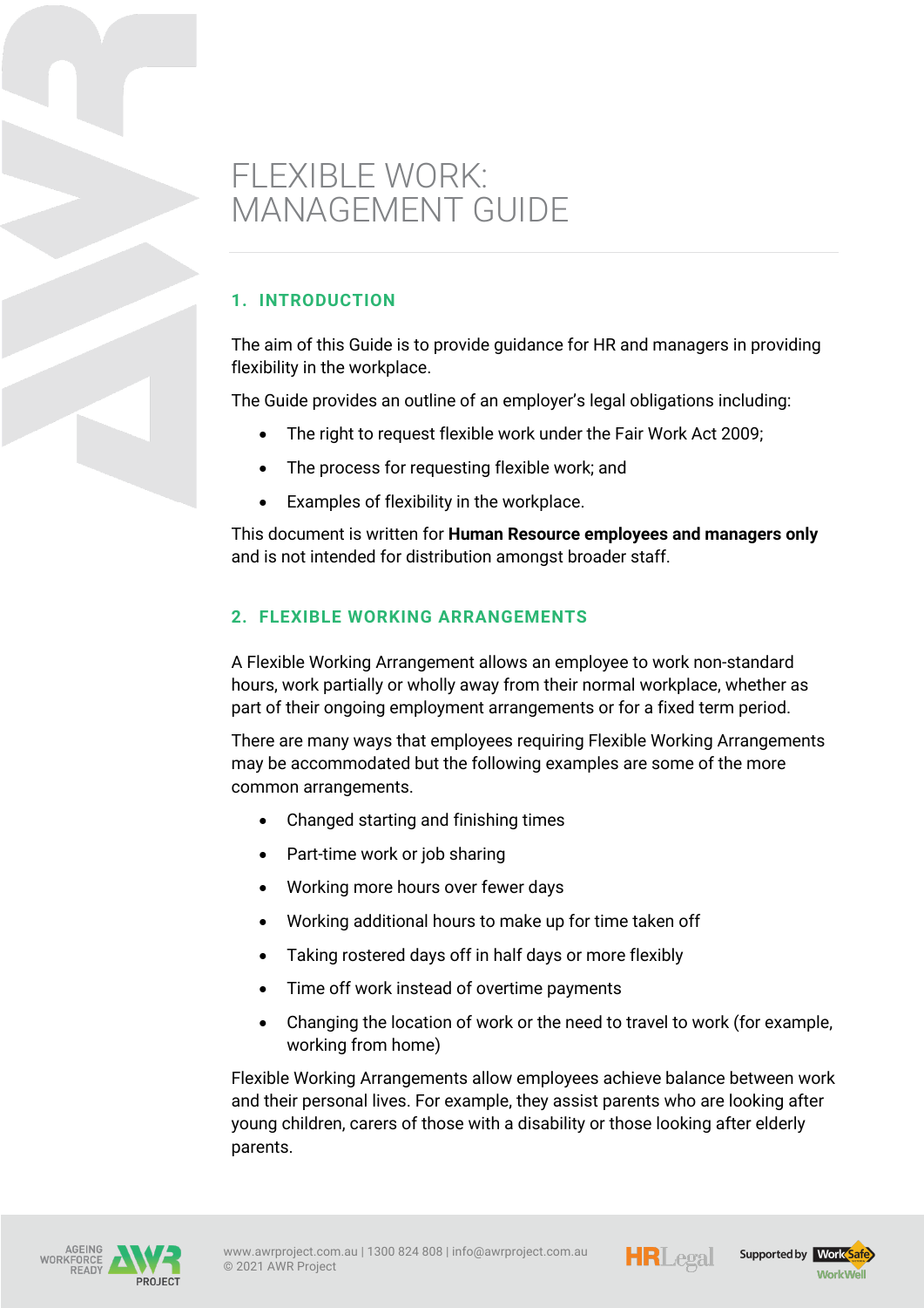# FLEXIBLE WORK: MANAGEMENT GUIDE

## 1. INTRODUCTION

The aim of this Guide is to provide guidance for HR and managers in providing flexibility in the workplace.

The Guide provides an outline of an employer's legal obligations including:

- The right to request flexible work under the Fair Work Act 2009;
- The process for requesting flexible work; and
- Examples of flexibility in the workplace.

This document is written for **Human Resource employees and managers only** and is not intended for distribution amongst broader staff.

## 2. FLEXIBLE WORKING ARRANGEMENTS

A Flexible Working Arrangement allows an employee to work non-standard hours, work partially or wholly away from their normal workplace, whether as part of their ongoing employment arrangements or for a fixed term period.

There are many ways that employees requiring Flexible Working Arrangements may be accommodated but the following examples are some of the more common arrangements.

- Changed starting and finishing times
- Part-time work or job sharing
- Working more hours over fewer days
- Working additional hours to make up for time taken off
- Taking rostered days off in half days or more flexibly
- Time off work instead of overtime payments
- Changing the location of work or the need to travel to work (for example, working from home)

Flexible Working Arrangements allow employees achieve balance between work and their personal lives. For example, they assist parents who are looking after young children, carers of those with a disability or those looking after elderly parents.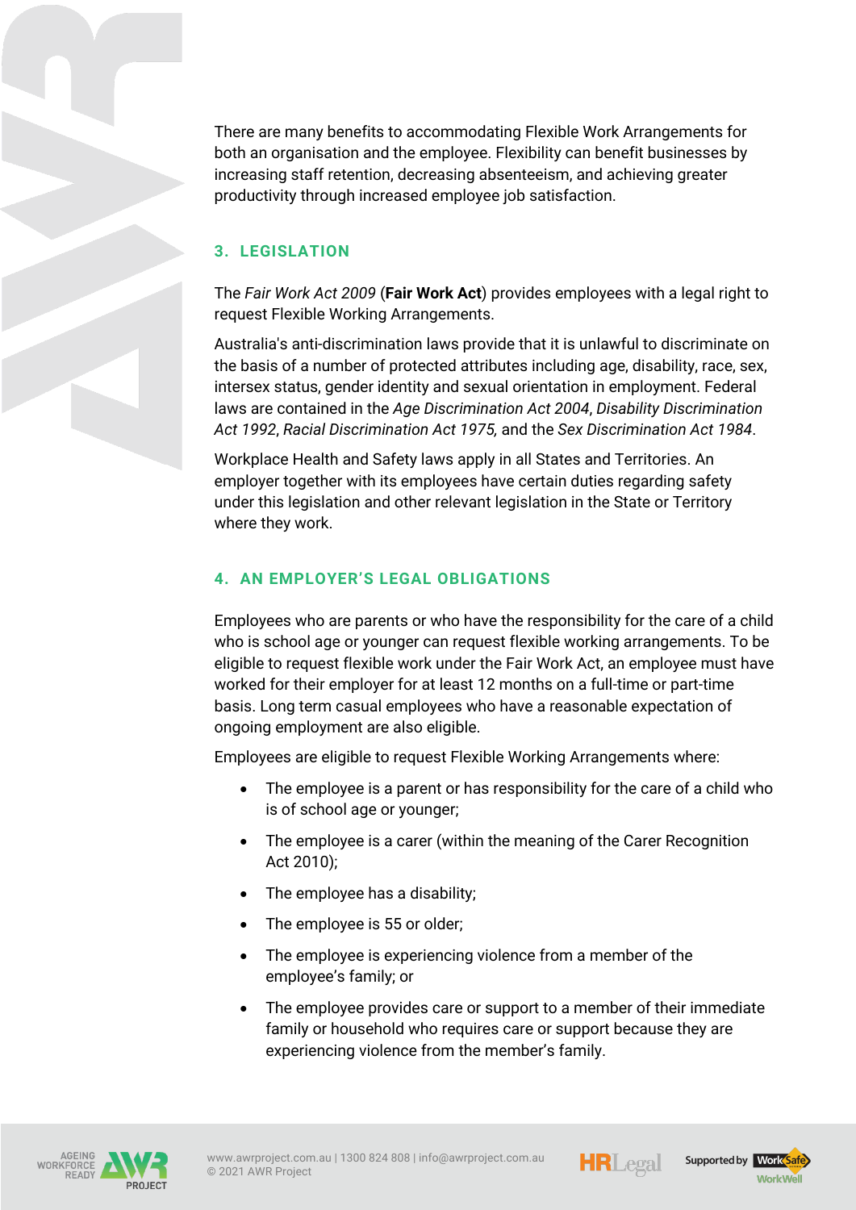There are many benefits to accommodating Flexible Work Arrangements for both an organisation and the employee. Flexibility can benefit businesses by increasing staff retention, decreasing absenteeism, and achieving greater productivity through increased employee job satisfaction.

## 3. LEGISLATION

The *Fair Work Act 2009* (**Fair Work Act**) provides employees with a legal right to request Flexible Working Arrangements.

Australia's anti-discrimination laws provide that it is unlawful to discriminate on the basis of a number of protected attributes including age, disability, race, sex, intersex status, gender identity and sexual orientation in employment. Federal laws are contained in the *Age Discrimination Act 2004*, *Disability Discrimination Act 1992*, *Racial Discrimination Act 1975,* and the *Sex Discrimination Act 1984*.

Workplace Health and Safety laws apply in all States and Territories. An employer together with its employees have certain duties regarding safety under this legislation and other relevant legislation in the State or Territory where they work.

## 4. AN EMPLOYER'S LEGAL OBLIGATIONS

Employees who are parents or who have the responsibility for the care of a child who is school age or younger can request flexible working arrangements. To be eligible to request flexible work under the Fair Work Act, an employee must have worked for their employer for at least 12 months on a full-time or part-time basis. Long term casual employees who have a reasonable expectation of ongoing employment are also eligible.

Employees are eligible to request Flexible Working Arrangements where:

- The employee is a parent or has responsibility for the care of a child who is of school age or younger;
- The employee is a carer (within the meaning of the Carer Recognition Act 2010);
- The employee has a disability;
- The employee is 55 or older;
- The employee is experiencing violence from a member of the employee's family; or
- The employee provides care or support to a member of their immediate family or household who requires care or support because they are experiencing violence from the member's family.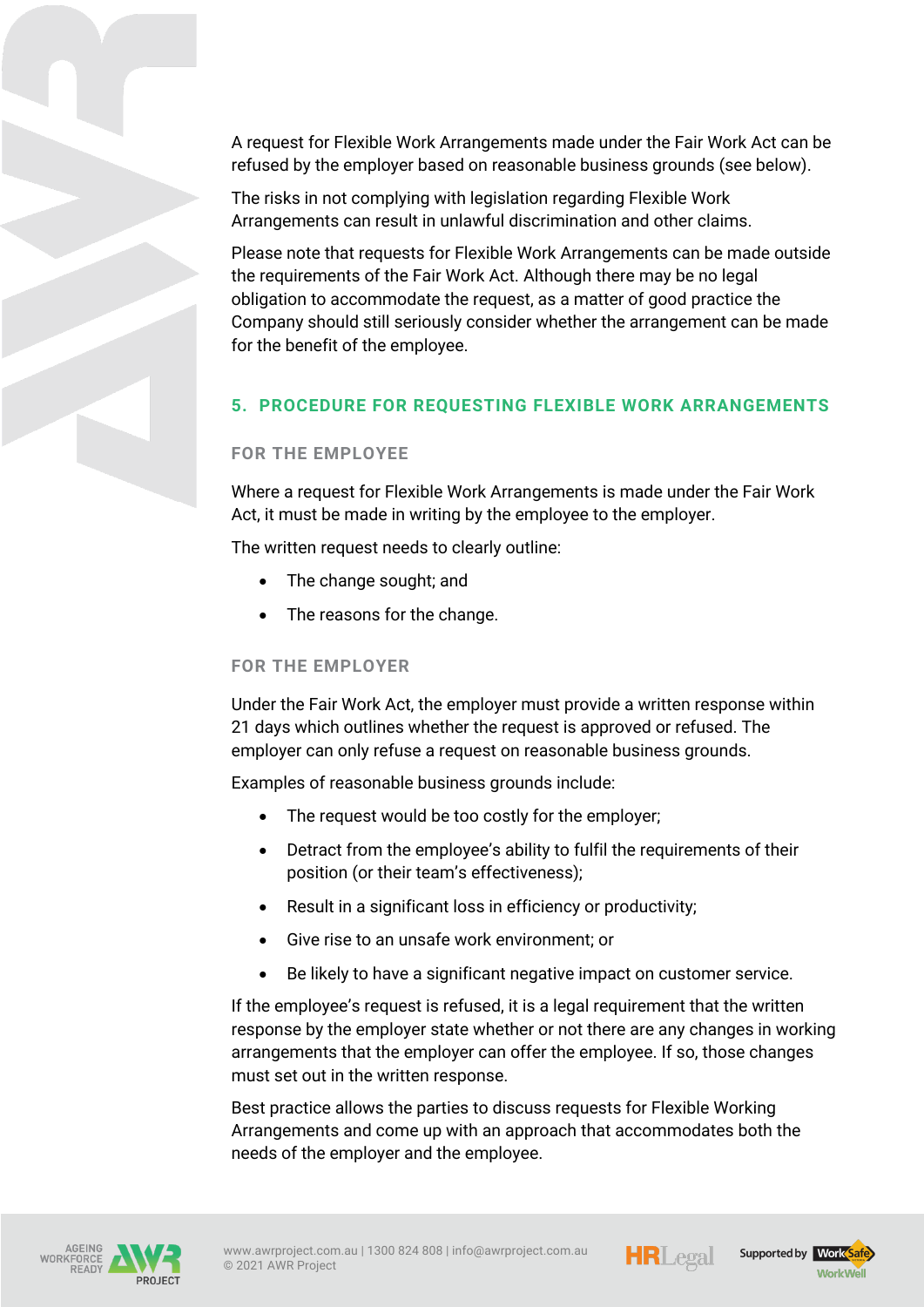A request for Flexible Work Arrangements made under the Fair Work Act can be refused by the employer based on reasonable business grounds (see below).

The risks in not complying with legislation regarding Flexible Work Arrangements can result in unlawful discrimination and other claims.

Please note that requests for Flexible Work Arrangements can be made outside the requirements of the Fair Work Act. Although there may be no legal obligation to accommodate the request, as a matter of good practice the Company should still seriously consider whether the arrangement can be made for the benefit of the employee.

## 5. PROCEDURE FOR REQUESTING FLEXIBLE WORK ARRANGEMENTS

### FOR THE EMPLOYEE

Where a request for Flexible Work Arrangements is made under the Fair Work Act, it must be made in writing by the employee to the employer.

The written request needs to clearly outline:

- The change sought; and
- The reasons for the change.

### FOR THE EMPLOYER

Under the Fair Work Act, the employer must provide a written response within 21 days which outlines whether the request is approved or refused. The employer can only refuse a request on reasonable business grounds.

Examples of reasonable business grounds include:

- The request would be too costly for the employer;
- Detract from the employee's ability to fulfil the requirements of their position (or their team's effectiveness);
- Result in a significant loss in efficiency or productivity;
- Give rise to an unsafe work environment; or
- Be likely to have a significant negative impact on customer service.

If the employee's request is refused, it is a legal requirement that the written response by the employer state whether or not there are any changes in working arrangements that the employer can offer the employee. If so, those changes must set out in the written response.

Best practice allows the parties to discuss requests for Flexible Working Arrangements and come up with an approach that accommodates both the needs of the employer and the employee.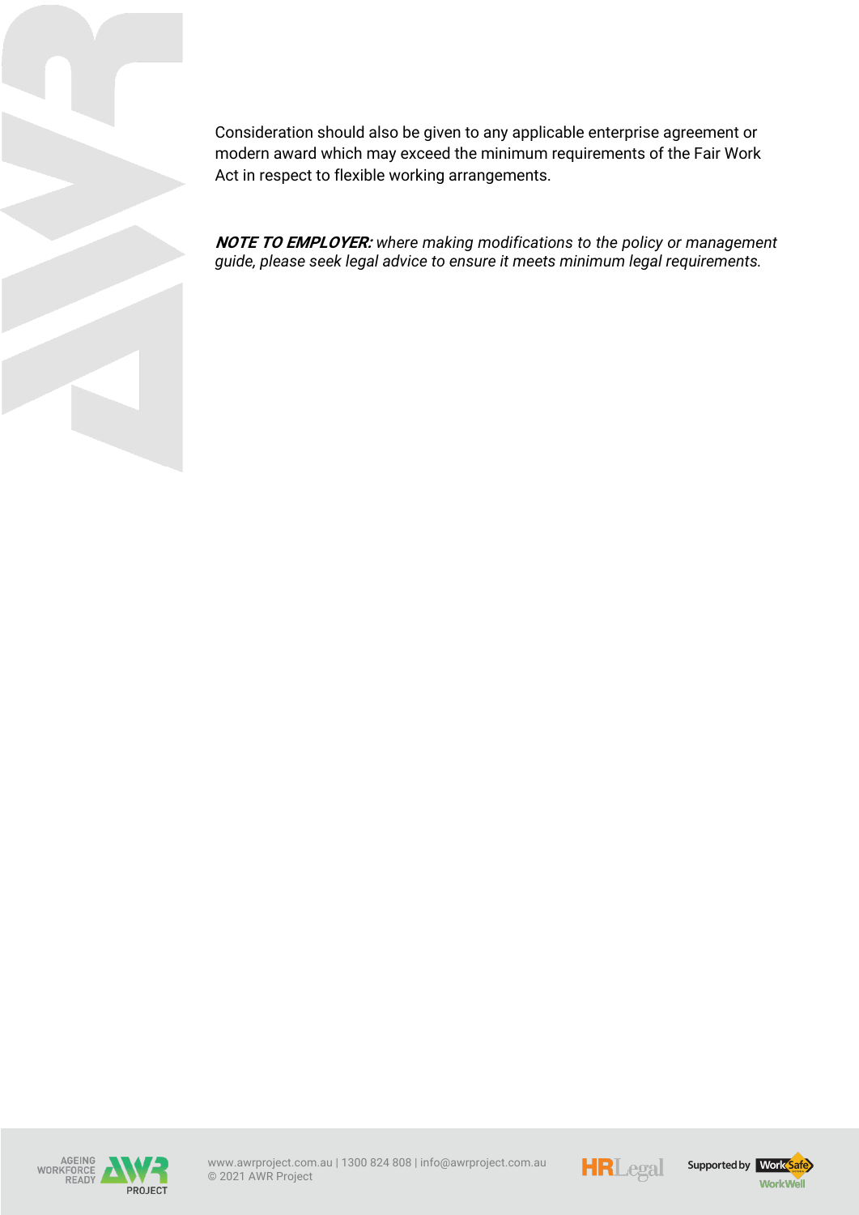Consideration should also be given to any applicable enterprise agreement or modern award which may exceed the minimum requirements of the Fair Work Act in respect to flexible working arrangements.

***NOTE TO EMPLOYER:*** *where making modifications to the policy or management guide, please seek legal advice to ensure it meets minimum legal requirements.*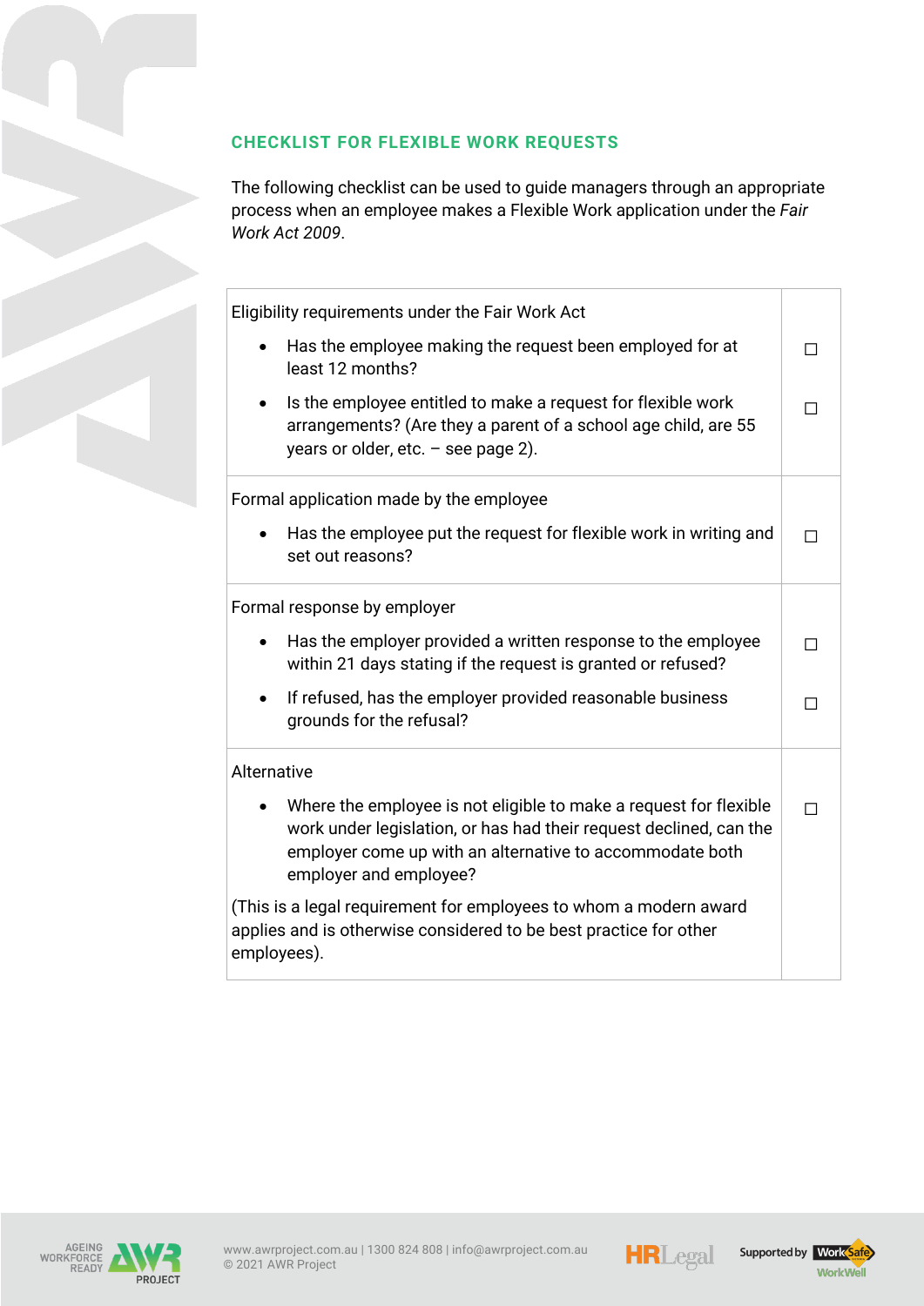## CHECKLIST FOR FLEXIBLE WORK REQUESTS

The following checklist can be used to guide managers through an appropriate process when an employee makes a Flexible Work application under the *Fair Work Act 2009*.

| | |
|---|---|
| Eligibility requirements under the Fair Work Act | |
| • Has the employee making the request been employed for at least 12 months? | ☐ |
| • Is the employee entitled to make a request for flexible work arrangements? (Are they a parent of a school age child, are 55 years or older, etc. – see page 2). | ☐ |
| Formal application made by the employee | |
| • Has the employee put the request for flexible work in writing and set out reasons? | ☐ |
| Formal response by employer | |
| • Has the employer provided a written response to the employee within 21 days stating if the request is granted or refused? | ☐ |
| • If refused, has the employer provided reasonable business grounds for the refusal? | ☐ |
| Alternative | |
| • Where the employee is not eligible to make a request for flexible work under legislation, or has had their request declined, can the employer come up with an alternative to accommodate both employer and employee? | ☐ |
| (This is a legal requirement for employees to whom a modern award applies and is otherwise considered to be best practice for other employees). | |